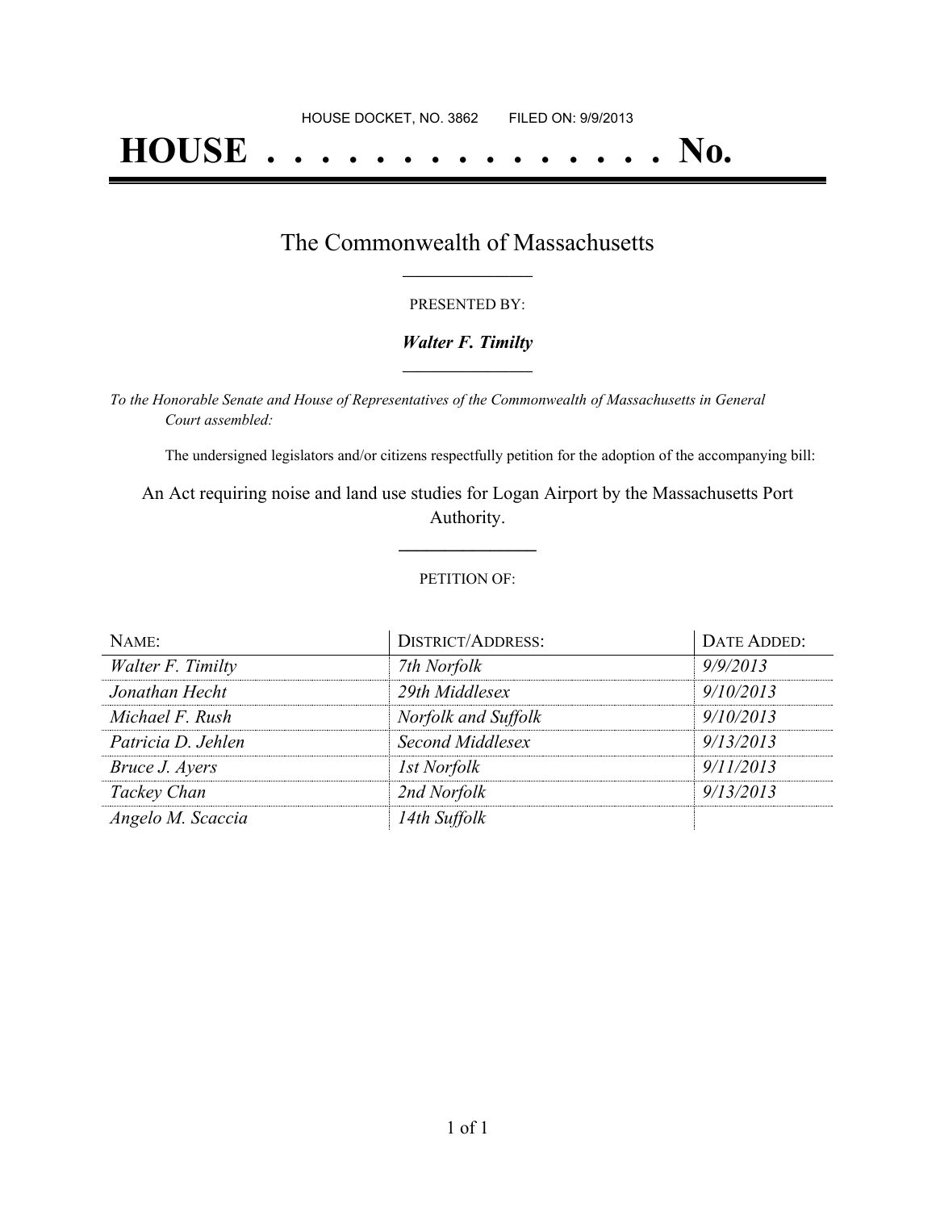HOUSE DOCKET, NO. 3862 FILED ON: 9/9/2013

# HOUSE . . . . . . . . . . . . . . . No.

## The Commonwealth of Massachusetts

PRESENTED BY:

***Walter F. Timilty***

*To the Honorable Senate and House of Representatives of the Commonwealth of Massachusetts in General Court assembled:*

The undersigned legislators and/or citizens respectfully petition for the adoption of the accompanying bill:

An Act requiring noise and land use studies for Logan Airport by the Massachusetts Port Authority.

PETITION OF:

| NAME: | DISTRICT/ADDRESS: | DATE ADDED: |
| --- | --- | --- |
| *Walter F. Timilty* | *7th Norfolk* | *9/9/2013* |
| *Jonathan Hecht* | *29th Middlesex* | *9/10/2013* |
| *Michael F. Rush* | *Norfolk and Suffolk* | *9/10/2013* |
| *Patricia D. Jehlen* | *Second Middlesex* | *9/13/2013* |
| *Bruce J. Ayers* | *1st Norfolk* | *9/11/2013* |
| *Tackey Chan* | *2nd Norfolk* | *9/13/2013* |
| *Angelo M. Scaccia* | *14th Suffolk* | |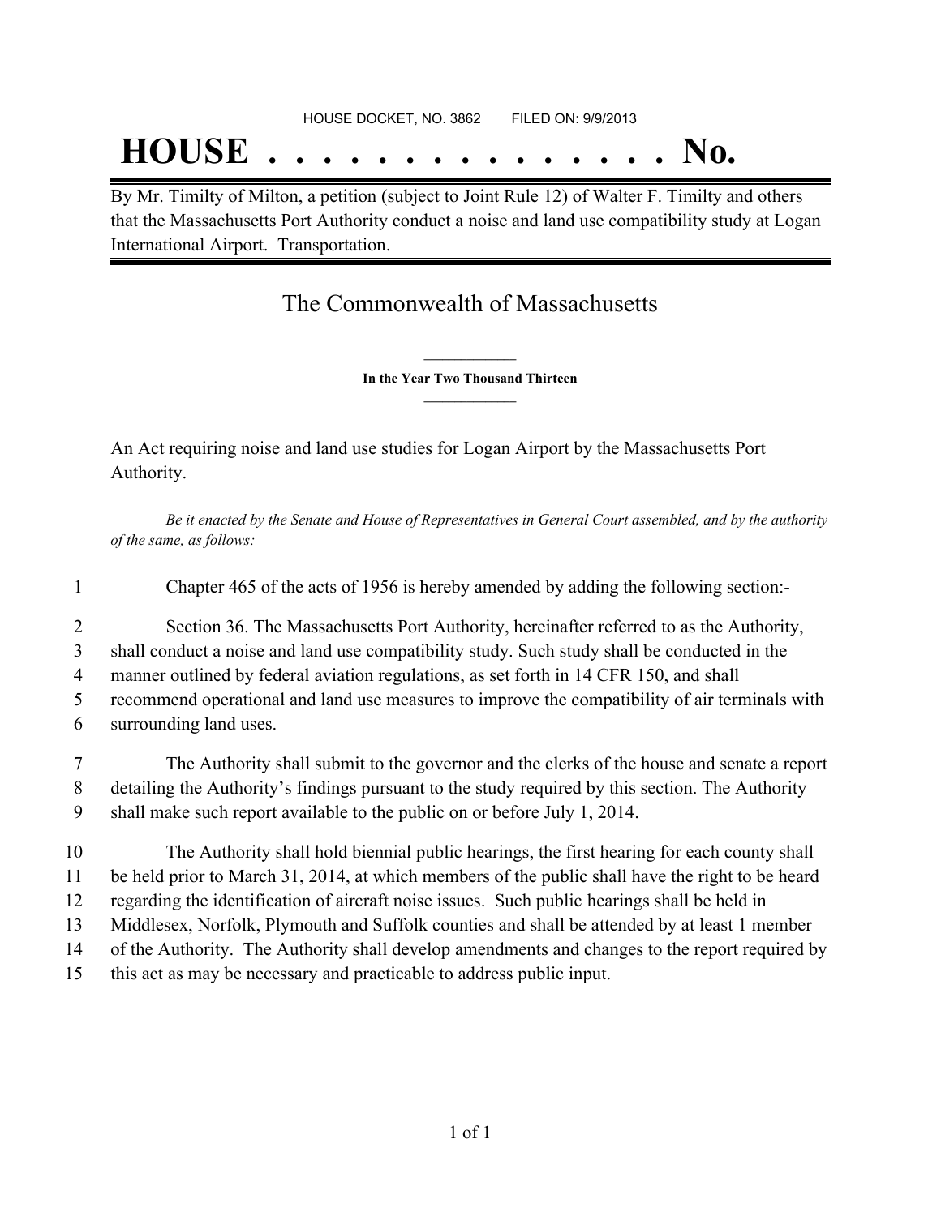HOUSE DOCKET, NO. 3862        FILED ON: 9/9/2013

# HOUSE . . . . . . . . . . . . . . . No.

By Mr. Timilty of Milton, a petition (subject to Joint Rule 12) of Walter F. Timilty and others that the Massachusetts Port Authority conduct a noise and land use compatibility study at Logan International Airport. Transportation.

## The Commonwealth of Massachusetts

**In the Year Two Thousand Thirteen**

An Act requiring noise and land use studies for Logan Airport by the Massachusetts Port Authority.

*Be it enacted by the Senate and House of Representatives in General Court assembled, and by the authority of the same, as follows:*

1 Chapter 465 of the acts of 1956 is hereby amended by adding the following section:-

2 Section 36. The Massachusetts Port Authority, hereinafter referred to as the Authority,
3 shall conduct a noise and land use compatibility study. Such study shall be conducted in the
4 manner outlined by federal aviation regulations, as set forth in 14 CFR 150, and shall
5 recommend operational and land use measures to improve the compatibility of air terminals with
6 surrounding land uses.

7 The Authority shall submit to the governor and the clerks of the house and senate a report
8 detailing the Authority's findings pursuant to the study required by this section. The Authority
9 shall make such report available to the public on or before July 1, 2014.

10 The Authority shall hold biennial public hearings, the first hearing for each county shall
11 be held prior to March 31, 2014, at which members of the public shall have the right to be heard
12 regarding the identification of aircraft noise issues. Such public hearings shall be held in
13 Middlesex, Norfolk, Plymouth and Suffolk counties and shall be attended by at least 1 member
14 of the Authority. The Authority shall develop amendments and changes to the report required by
15 this act as may be necessary and practicable to address public input.